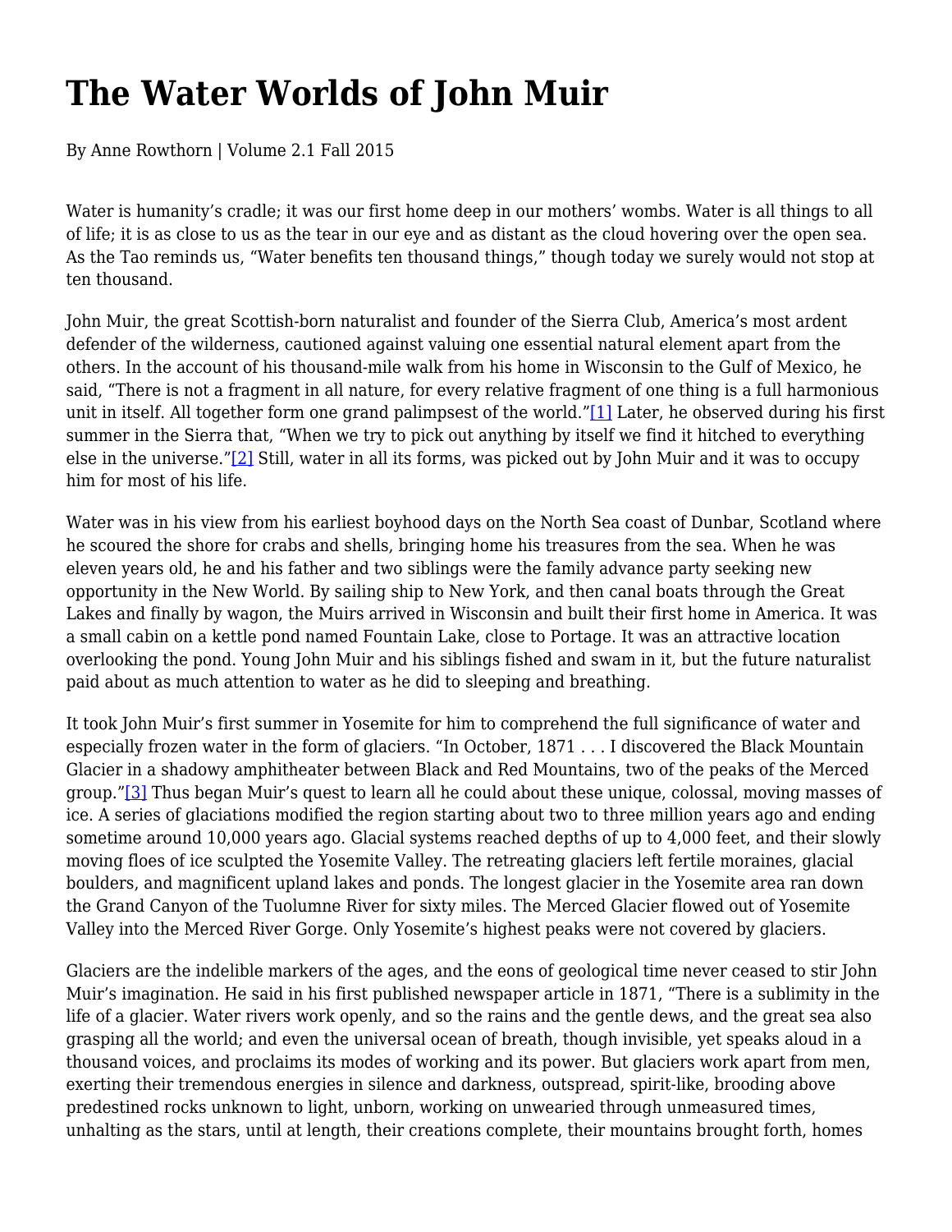# The Water Worlds of John Muir

By Anne Rowthorn | Volume 2.1 Fall 2015

Water is humanity's cradle; it was our first home deep in our mothers' wombs. Water is all things to all of life; it is as close to us as the tear in our eye and as distant as the cloud hovering over the open sea. As the Tao reminds us, "Water benefits ten thousand things," though today we surely would not stop at ten thousand.

John Muir, the great Scottish-born naturalist and founder of the Sierra Club, America's most ardent defender of the wilderness, cautioned against valuing one essential natural element apart from the others. In the account of his thousand-mile walk from his home in Wisconsin to the Gulf of Mexico, he said, "There is not a fragment in all nature, for every relative fragment of one thing is a full harmonious unit in itself. All together form one grand palimpsest of the world."[1] Later, he observed during his first summer in the Sierra that, "When we try to pick out anything by itself we find it hitched to everything else in the universe."[2] Still, water in all its forms, was picked out by John Muir and it was to occupy him for most of his life.

Water was in his view from his earliest boyhood days on the North Sea coast of Dunbar, Scotland where he scoured the shore for crabs and shells, bringing home his treasures from the sea. When he was eleven years old, he and his father and two siblings were the family advance party seeking new opportunity in the New World. By sailing ship to New York, and then canal boats through the Great Lakes and finally by wagon, the Muirs arrived in Wisconsin and built their first home in America. It was a small cabin on a kettle pond named Fountain Lake, close to Portage. It was an attractive location overlooking the pond. Young John Muir and his siblings fished and swam in it, but the future naturalist paid about as much attention to water as he did to sleeping and breathing.

It took John Muir's first summer in Yosemite for him to comprehend the full significance of water and especially frozen water in the form of glaciers. "In October, 1871 . . . I discovered the Black Mountain Glacier in a shadowy amphitheater between Black and Red Mountains, two of the peaks of the Merced group."[3] Thus began Muir's quest to learn all he could about these unique, colossal, moving masses of ice. A series of glaciations modified the region starting about two to three million years ago and ending sometime around 10,000 years ago. Glacial systems reached depths of up to 4,000 feet, and their slowly moving floes of ice sculpted the Yosemite Valley. The retreating glaciers left fertile moraines, glacial boulders, and magnificent upland lakes and ponds. The longest glacier in the Yosemite area ran down the Grand Canyon of the Tuolumne River for sixty miles. The Merced Glacier flowed out of Yosemite Valley into the Merced River Gorge. Only Yosemite's highest peaks were not covered by glaciers.

Glaciers are the indelible markers of the ages, and the eons of geological time never ceased to stir John Muir's imagination. He said in his first published newspaper article in 1871, "There is a sublimity in the life of a glacier. Water rivers work openly, and so the rains and the gentle dews, and the great sea also grasping all the world; and even the universal ocean of breath, though invisible, yet speaks aloud in a thousand voices, and proclaims its modes of working and its power. But glaciers work apart from men, exerting their tremendous energies in silence and darkness, outspread, spirit-like, brooding above predestined rocks unknown to light, unborn, working on unwearied through unmeasured times, unhalting as the stars, until at length, their creations complete, their mountains brought forth, homes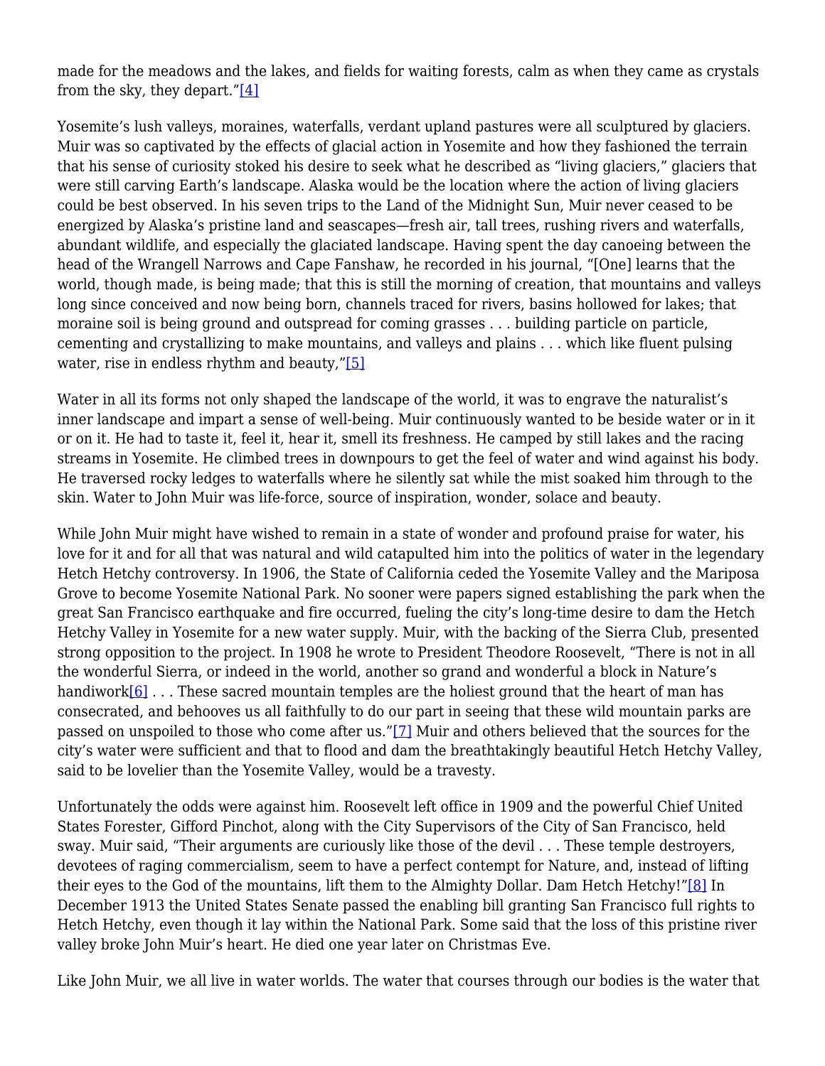made for the meadows and the lakes, and fields for waiting forests, calm as when they came as crystals from the sky, they depart."[4]

Yosemite's lush valleys, moraines, waterfalls, verdant upland pastures were all sculptured by glaciers. Muir was so captivated by the effects of glacial action in Yosemite and how they fashioned the terrain that his sense of curiosity stoked his desire to seek what he described as "living glaciers," glaciers that were still carving Earth's landscape. Alaska would be the location where the action of living glaciers could be best observed. In his seven trips to the Land of the Midnight Sun, Muir never ceased to be energized by Alaska's pristine land and seascapes—fresh air, tall trees, rushing rivers and waterfalls, abundant wildlife, and especially the glaciated landscape. Having spent the day canoeing between the head of the Wrangell Narrows and Cape Fanshaw, he recorded in his journal, "[One] learns that the world, though made, is being made; that this is still the morning of creation, that mountains and valleys long since conceived and now being born, channels traced for rivers, basins hollowed for lakes; that moraine soil is being ground and outspread for coming grasses . . . building particle on particle, cementing and crystallizing to make mountains, and valleys and plains . . . which like fluent pulsing water, rise in endless rhythm and beauty,"[5]

Water in all its forms not only shaped the landscape of the world, it was to engrave the naturalist's inner landscape and impart a sense of well-being. Muir continuously wanted to be beside water or in it or on it. He had to taste it, feel it, hear it, smell its freshness. He camped by still lakes and the racing streams in Yosemite. He climbed trees in downpours to get the feel of water and wind against his body. He traversed rocky ledges to waterfalls where he silently sat while the mist soaked him through to the skin. Water to John Muir was life-force, source of inspiration, wonder, solace and beauty.

While John Muir might have wished to remain in a state of wonder and profound praise for water, his love for it and for all that was natural and wild catapulted him into the politics of water in the legendary Hetch Hetchy controversy. In 1906, the State of California ceded the Yosemite Valley and the Mariposa Grove to become Yosemite National Park. No sooner were papers signed establishing the park when the great San Francisco earthquake and fire occurred, fueling the city's long-time desire to dam the Hetch Hetchy Valley in Yosemite for a new water supply. Muir, with the backing of the Sierra Club, presented strong opposition to the project. In 1908 he wrote to President Theodore Roosevelt, "There is not in all the wonderful Sierra, or indeed in the world, another so grand and wonderful a block in Nature's handiwork[6] . . . These sacred mountain temples are the holiest ground that the heart of man has consecrated, and behooves us all faithfully to do our part in seeing that these wild mountain parks are passed on unspoiled to those who come after us."[7] Muir and others believed that the sources for the city's water were sufficient and that to flood and dam the breathtakingly beautiful Hetch Hetchy Valley, said to be lovelier than the Yosemite Valley, would be a travesty.

Unfortunately the odds were against him. Roosevelt left office in 1909 and the powerful Chief United States Forester, Gifford Pinchot, along with the City Supervisors of the City of San Francisco, held sway. Muir said, "Their arguments are curiously like those of the devil . . . These temple destroyers, devotees of raging commercialism, seem to have a perfect contempt for Nature, and, instead of lifting their eyes to the God of the mountains, lift them to the Almighty Dollar. Dam Hetch Hetchy!"[8] In December 1913 the United States Senate passed the enabling bill granting San Francisco full rights to Hetch Hetchy, even though it lay within the National Park. Some said that the loss of this pristine river valley broke John Muir's heart. He died one year later on Christmas Eve.

Like John Muir, we all live in water worlds. The water that courses through our bodies is the water that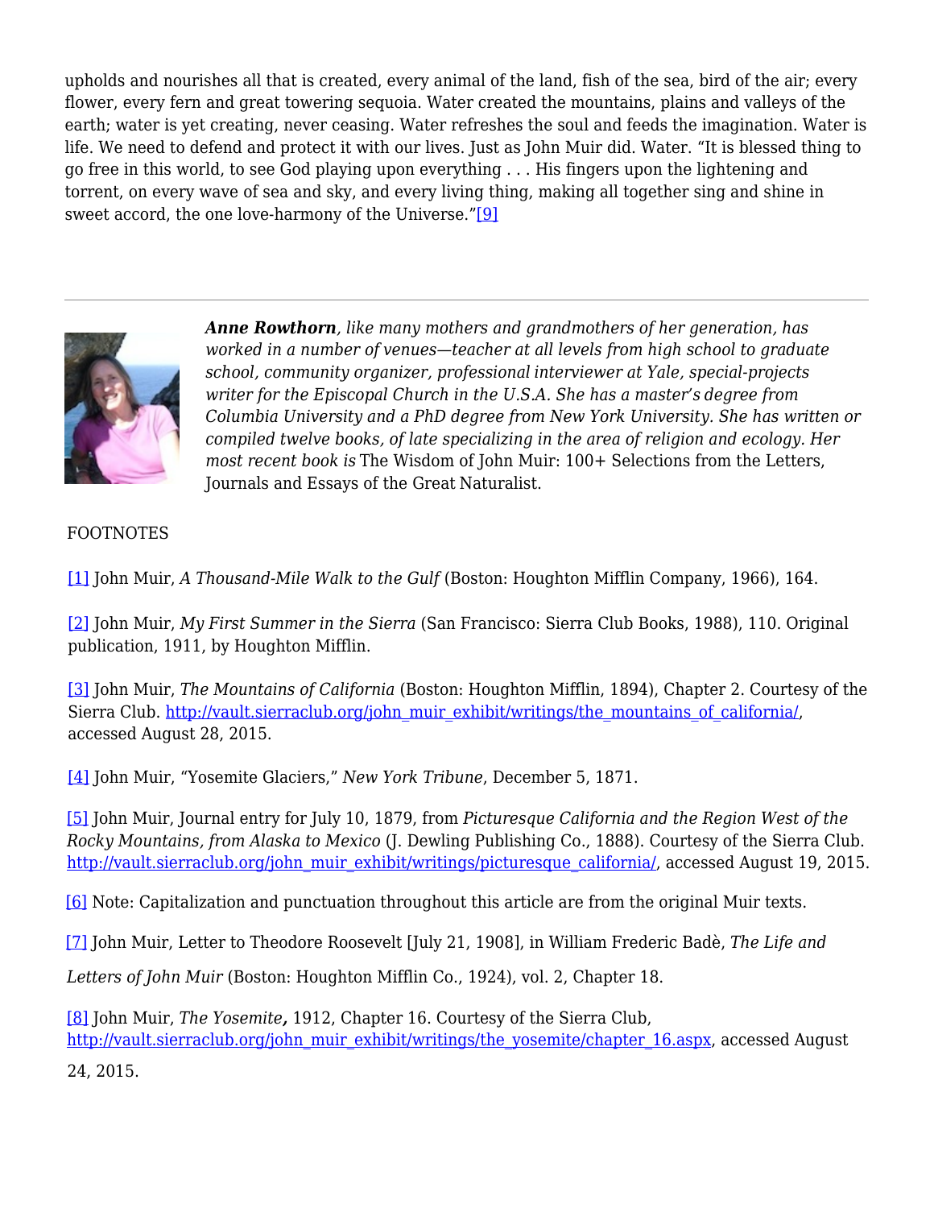upholds and nourishes all that is created, every animal of the land, fish of the sea, bird of the air; every flower, every fern and great towering sequoia. Water created the mountains, plains and valleys of the earth; water is yet creating, never ceasing. Water refreshes the soul and feeds the imagination. Water is life. We need to defend and protect it with our lives. Just as John Muir did. Water. "It is blessed thing to go free in this world, to see God playing upon everything . . . His fingers upon the lightening and torrent, on every wave of sea and sky, and every living thing, making all together sing and shine in sweet accord, the one love-harmony of the Universe."[9]

---

***Anne Rowthorn**, like many mothers and grandmothers of her generation, has worked in a number of venues—teacher at all levels from high school to graduate school, community organizer, professional interviewer at Yale, special-projects writer for the Episcopal Church in the U.S.A. She has a master's degree from Columbia University and a PhD degree from New York University. She has written or compiled twelve books, of late specializing in the area of religion and ecology. Her most recent book is* The Wisdom of John Muir: 100+ Selections from the Letters, Journals and Essays of the Great Naturalist.

FOOTNOTES

[1] John Muir, *A Thousand-Mile Walk to the Gulf* (Boston: Houghton Mifflin Company, 1966), 164.

[2] John Muir, *My First Summer in the Sierra* (San Francisco: Sierra Club Books, 1988), 110. Original publication, 1911, by Houghton Mifflin.

[3] John Muir, *The Mountains of California* (Boston: Houghton Mifflin, 1894), Chapter 2. Courtesy of the Sierra Club. http://vault.sierraclub.org/john_muir_exhibit/writings/the_mountains_of_california/, accessed August 28, 2015.

[4] John Muir, "Yosemite Glaciers," *New York Tribune*, December 5, 1871.

[5] John Muir, Journal entry for July 10, 1879, from *Picturesque California and the Region West of the Rocky Mountains, from Alaska to Mexico* (J. Dewling Publishing Co., 1888). Courtesy of the Sierra Club. http://vault.sierraclub.org/john_muir_exhibit/writings/picturesque_california/, accessed August 19, 2015.

[6] Note: Capitalization and punctuation throughout this article are from the original Muir texts.

[7] John Muir, Letter to Theodore Roosevelt [July 21, 1908], in William Frederic Badè, *The Life and Letters of John Muir* (Boston: Houghton Mifflin Co., 1924), vol. 2, Chapter 18.

[8] John Muir, *The Yosemite*, 1912, Chapter 16. Courtesy of the Sierra Club, http://vault.sierraclub.org/john_muir_exhibit/writings/the_yosemite/chapter_16.aspx, accessed August 24, 2015.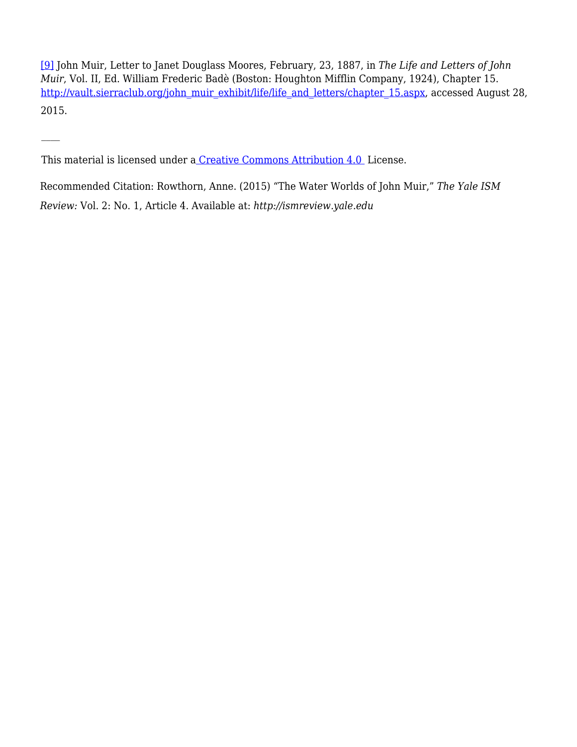[9] John Muir, Letter to Janet Douglass Moores, February, 23, 1887, in *The Life and Letters of John Muir*, Vol. II, Ed. William Frederic Badè (Boston: Houghton Mifflin Company, 1924), Chapter 15. http://vault.sierraclub.org/john_muir_exhibit/life/life_and_letters/chapter_15.aspx, accessed August 28, 2015.

——

This material is licensed under a Creative Commons Attribution 4.0 License.

Recommended Citation: Rowthorn, Anne. (2015) "The Water Worlds of John Muir," *The Yale ISM Review:* Vol. 2: No. 1, Article 4. Available at: *http://ismreview.yale.edu*